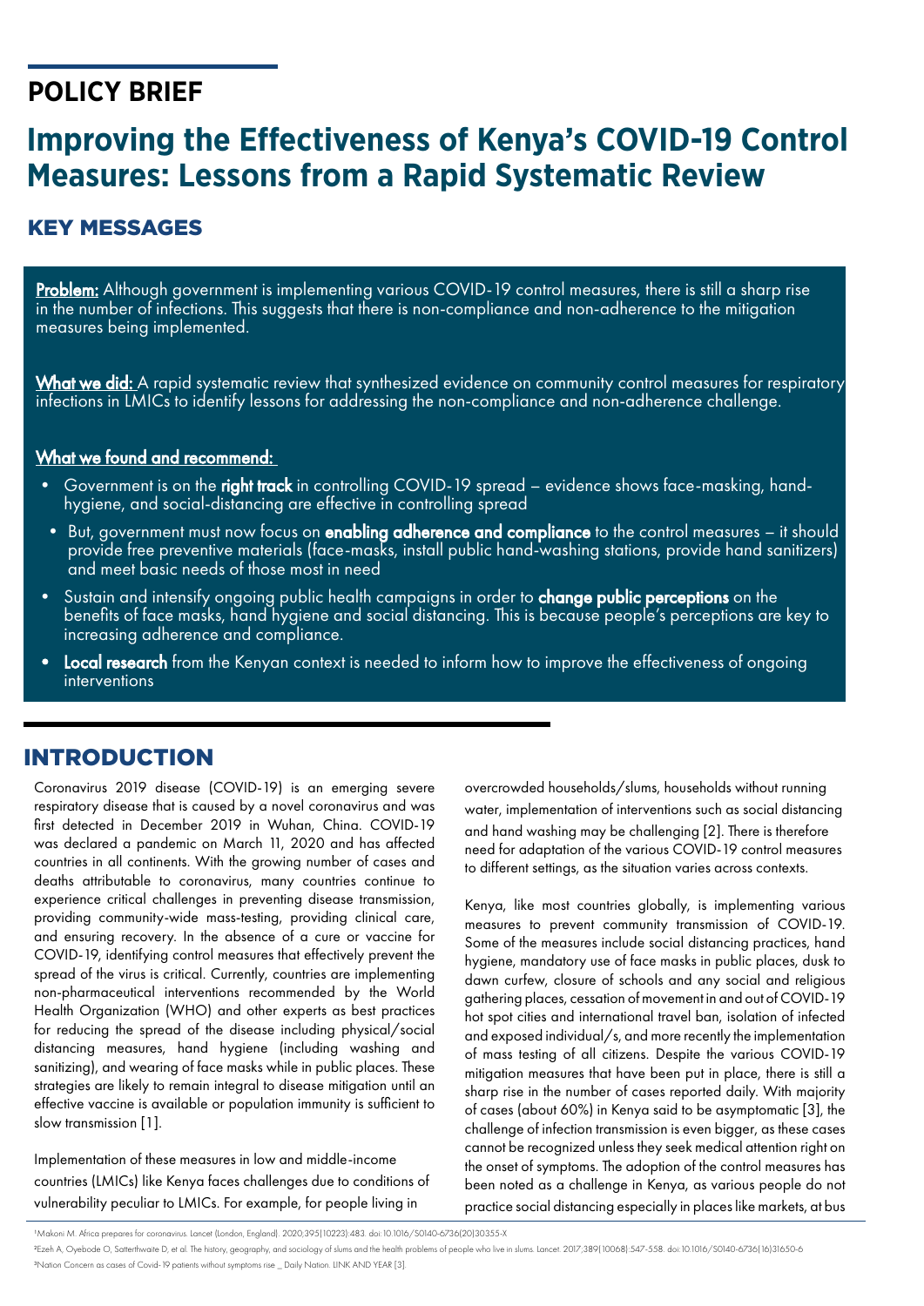# POLICY BRIEF

# Improving the Effectiveness of Kenya's COVID-19 Control Measures: Lessons from a Rapid Systematic Review

## KEY MESSAGES

**Problem:** Although government is implementing various COVID-19 control measures, there is still a sharp rise in the number of infections. This suggests that there is non-compliance and non-adherence to the mitigation measures being implemented.

**What we did:** A rapid systematic review that synthesized evidence on community control measures for respiratory infections in LMICs to identify lessons for addressing the non-compliance and non-adherence challenge.

**What we found and recommend:**

- Government is on the **right track** in controlling COVID-19 spread – evidence shows face-masking, hand-hygiene, and social-distancing are effective in controlling spread
- But, government must now focus on **enabling adherence and compliance** to the control measures – it should provide free preventive materials (face-masks, install public hand-washing stations, provide hand sanitizers) and meet basic needs of those most in need
- Sustain and intensify ongoing public health campaigns in order to **change public perceptions** on the benefits of face masks, hand hygiene and social distancing. This is because people's perceptions are key to increasing adherence and compliance.
- **Local research** from the Kenyan context is needed to inform how to improve the effectiveness of ongoing interventions

## INTRODUCTION

Coronavirus 2019 disease (COVID-19) is an emerging severe respiratory disease that is caused by a novel coronavirus and was first detected in December 2019 in Wuhan, China. COVID-19 was declared a pandemic on March 11, 2020 and has affected countries in all continents. With the growing number of cases and deaths attributable to coronavirus, many countries continue to experience critical challenges in preventing disease transmission, providing community-wide mass-testing, providing clinical care, and ensuring recovery. In the absence of a cure or vaccine for COVID-19, identifying control measures that effectively prevent the spread of the virus is critical. Currently, countries are implementing non-pharmaceutical interventions recommended by the World Health Organization (WHO) and other experts as best practices for reducing the spread of the disease including physical/social distancing measures, hand hygiene (including washing and sanitizing), and wearing of face masks while in public places. These strategies are likely to remain integral to disease mitigation until an effective vaccine is available or population immunity is sufficient to slow transmission [1].

Implementation of these measures in low and middle-income countries (LMICs) like Kenya faces challenges due to conditions of vulnerability peculiar to LMICs. For example, for people living in overcrowded households/slums, households without running water, implementation of interventions such as social distancing and hand washing may be challenging [2]. There is therefore need for adaptation of the various COVID-19 control measures to different settings, as the situation varies across contexts.

Kenya, like most countries globally, is implementing various measures to prevent community transmission of COVID-19. Some of the measures include social distancing practices, hand hygiene, mandatory use of face masks in public places, dusk to dawn curfew, closure of schools and any social and religious gathering places, cessation of movement in and out of COVID-19 hot spot cities and international travel ban, isolation of infected and exposed individual/s, and more recently the implementation of mass testing of all citizens. Despite the various COVID-19 mitigation measures that have been put in place, there is still a sharp rise in the number of cases reported daily. With majority of cases (about 60%) in Kenya said to be asymptomatic [3], the challenge of infection transmission is even bigger, as these cases cannot be recognized unless they seek medical attention right on the onset of symptoms. The adoption of the control measures has been noted as a challenge in Kenya, as various people do not practice social distancing especially in places like markets, at bus

---

[1] Makoni M. Africa prepares for coronavirus. Lancet (London, England). 2020;395(10223):483. doi:10.1016/S0140-6736(20)30355-X

[2] Ezeh A, Oyebode O, Satterthwaite D, et al. The history, geography, and sociology of slums and the health problems of people who live in slums. Lancet. 2017;389(10068):547-558. doi:10.1016/S0140-6736(16)31650-6

[3] Nation Concern as cases of Covid-19 patients without symptoms rise _ Daily Nation. LINK AND YEAR [3].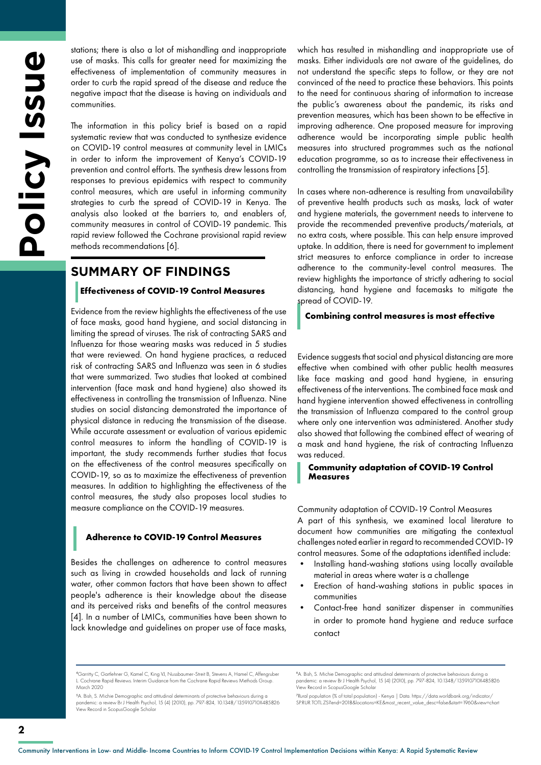stations; there is also a lot of mishandling and inappropriate use of masks. This calls for greater need for maximizing the effectiveness of implementation of community measures in order to curb the rapid spread of the disease and reduce the negative impact that the disease is having on individuals and communities.

The information in this policy brief is based on a rapid systematic review that was conducted to synthesize evidence on COVID-19 control measures at community level in LMICs in order to inform the improvement of Kenya's COVID-19 prevention and control efforts. The synthesis drew lessons from responses to previous epidemics with respect to community control measures, which are useful in informing community strategies to curb the spread of COVID-19 in Kenya. The analysis also looked at the barriers to, and enablers of, community measures in control of COVID-19 pandemic. This rapid review followed the Cochrane provisional rapid review methods recommendations [6].

## SUMMARY OF FINDINGS

### Effectiveness of COVID-19 Control Measures

Evidence from the review highlights the effectiveness of the use of face masks, good hand hygiene, and social distancing in limiting the spread of viruses. The risk of contracting SARS and Influenza for those wearing masks was reduced in 5 studies that were reviewed. On hand hygiene practices, a reduced risk of contracting SARS and Influenza was seen in 6 studies that were summarized. Two studies that looked at combined intervention (face mask and hand hygiene) also showed its effectiveness in controlling the transmission of Influenza. Nine studies on social distancing demonstrated the importance of physical distance in reducing the transmission of the disease. While accurate assessment or evaluation of various epidemic control measures to inform the handling of COVID-19 is important, the study recommends further studies that focus on the effectiveness of the control measures specifically on COVID-19, so as to maximize the effectiveness of prevention measures. In addition to highlighting the effectiveness of the control measures, the study also proposes local studies to measure compliance on the COVID-19 measures.

### Adherence to COVID-19 Control Measures

Besides the challenges on adherence to control measures such as living in crowded households and lack of running water, other common factors that have been shown to affect people's adherence is their knowledge about the disease and its perceived risks and benefits of the control measures [4]. In a number of LMICs, communities have been shown to lack knowledge and guidelines on proper use of face masks, which has resulted in mishandling and inappropriate use of masks. Either individuals are not aware of the guidelines, do not understand the specific steps to follow, or they are not convinced of the need to practice these behaviors. This points to the need for continuous sharing of information to increase the public's awareness about the pandemic, its risks and prevention measures, which has been shown to be effective in improving adherence. One proposed measure for improving adherence would be incorporating simple public health measures into structured programmes such as the national education programme, so as to increase their effectiveness in controlling the transmission of respiratory infections [5].

In cases where non-adherence is resulting from unavailability of preventive health products such as masks, lack of water and hygiene materials, the government needs to intervene to provide the recommended preventive products/materials, at no extra costs, where possible. This can help ensure improved uptake. In addition, there is need for government to implement strict measures to enforce compliance in order to increase adherence to the community-level control measures. The review highlights the importance of strictly adhering to social distancing, hand hygiene and facemasks to mitigate the spread of COVID-19.

### Combining control measures is most effective

Evidence suggests that social and physical distancing are more effective when combined with other public health measures like face masking and good hand hygiene, in ensuring effectiveness of the interventions. The combined face mask and hand hygiene intervention showed effectiveness in controlling the transmission of Influenza compared to the control group where only one intervention was administered. Another study also showed that following the combined effect of wearing of a mask and hand hygiene, the risk of contracting Influenza was reduced.

### Community adaptation of COVID-19 Control Measures

Community adaptation of COVID-19 Control Measures

A part of this synthesis, we examined local literature to document how communities are mitigating the contextual challenges noted earlier in regard to recommended COVID-19 control measures. Some of the adaptations identified include:

- Installing hand-washing stations using locally available material in areas where water is a challenge
- Erection of hand-washing stations in public spaces in communities
- Contact-free hand sanitizer dispenser in communities in order to promote hand hygiene and reduce surface contact

---

[4] Garritty C, Gartlehner G, Kamel C, King VJ, Nussbaumer-Streit B, Stevens A, Hamel C, Affengruber L. Cochrane Rapid Reviews. Interim Guidance from the Cochrane Rapid Reviews Methods Group. March 2020

[5] A. Bish, S. Michie Demographic and attitudinal determinants of protective behaviours during a pandemic: a review Br J Health Psychol, 15 (4) (2010), pp. 797-824, 10.1348/135910710X485826 View Record in ScopusGoogle Scholar

[6] A. Bish, S. Michie Demographic and attitudinal determinants of protective behaviours during a pandemic: a review Br J Health Psychol, 15 (4) (2010), pp. 797-824, 10.1348/135910710X485826 View Record in ScopusGoogle Scholar

[7] Rural population (% of total population) - Kenya | Data. https://data.worldbank.org/indicator/SP.RUR.TOTL.ZS?end=2018&locations=KE&most_recent_value_desc=false&start=1960&view=chart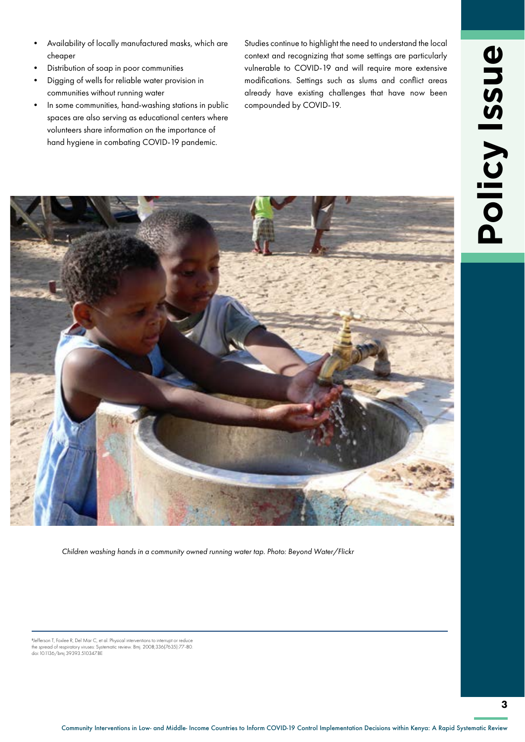- Availability of locally manufactured masks, which are cheaper
- Distribution of soap in poor communities
- Digging of wells for reliable water provision in communities without running water
- In some communities, hand-washing stations in public spaces are also serving as educational centers where volunteers share information on the importance of hand hygiene in combating COVID-19 pandemic.

Studies continue to highlight the need to understand the local context and recognizing that some settings are particularly vulnerable to COVID-19 and will require more extensive modifications. Settings such as slums and conflict areas already have existing challenges that have now been compounded by COVID-19.

*Children washing hands in a community owned running water tap. Photo: Beyond Water/Flickr*

[8]Jefferson T, Foxlee R, Del Mar C, et al. Physical interventions to interrupt or reduce the spread of respiratory viruses: Systematic review. Bmj. 2008;336(7635):77-80. doi: 10.1136/bmj.39393.510347.BE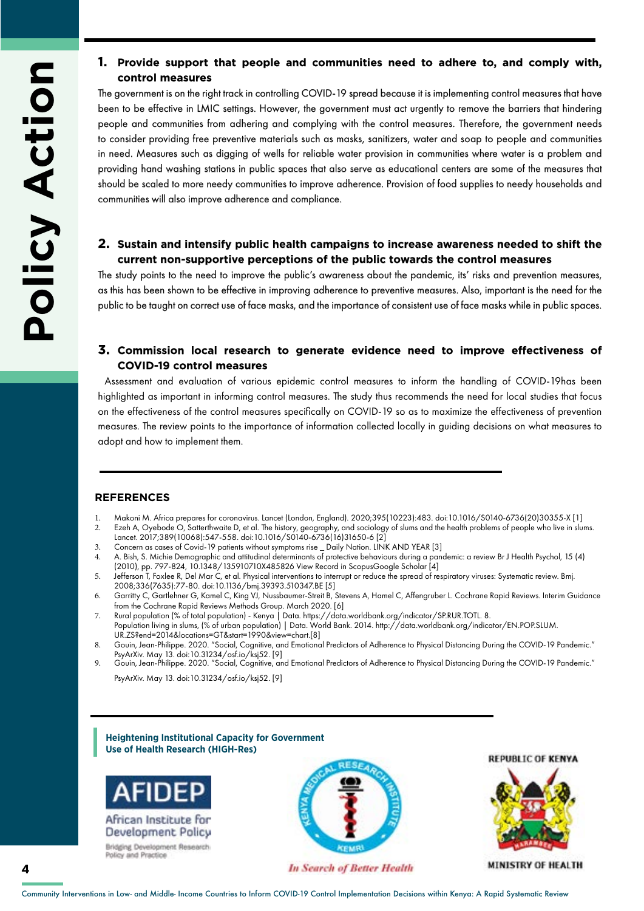# Policy Action

1. **Provide support that people and communities need to adhere to, and comply with, control measures**

The government is on the right track in controlling COVID-19 spread because it is implementing control measures that have been to be effective in LMIC settings. However, the government must act urgently to remove the barriers that hindering people and communities from adhering and complying with the control measures. Therefore, the government needs to consider providing free preventive materials such as masks, sanitizers, water and soap to people and communities in need. Measures such as digging of wells for reliable water provision in communities where water is a problem and providing hand washing stations in public spaces that also serve as educational centers are some of the measures that should be scaled to more needy communities to improve adherence. Provision of food supplies to needy households and communities will also improve adherence and compliance.

2. **Sustain and intensify public health campaigns to increase awareness needed to shift the current non-supportive perceptions of the public towards the control measures**

The study points to the need to improve the public's awareness about the pandemic, its' risks and prevention measures, as this has been shown to be effective in improving adherence to preventive measures. Also, important is the need for the public to be taught on correct use of face masks, and the importance of consistent use of face masks while in public spaces.

3. **Commission local research to generate evidence need to improve effectiveness of COVID-19 control measures**

Assessment and evaluation of various epidemic control measures to inform the handling of COVID-19has been highlighted as important in informing control measures. The study thus recommends the need for local studies that focus on the effectiveness of the control measures specifically on COVID-19 so as to maximize the effectiveness of prevention measures. The review points to the importance of information collected locally in guiding decisions on what measures to adopt and how to implement them.

## REFERENCES

1. Makoni M. Africa prepares for coronavirus. Lancet (London, England). 2020;395(10223):483. doi:10.1016/S0140-6736(20)30355-X [1]
2. Ezeh A, Oyebode O, Satterthwaite D, et al. The history, geography, and sociology of slums and the health problems of people who live in slums. Lancet. 2017;389(10068):547-558. doi:10.1016/S0140-6736(16)31650-6 [2]
3. Concern as cases of Covid-19 patients without symptoms rise _ Daily Nation. LINK AND YEAR [3]
4. A. Bish, S. Michie Demographic and attitudinal determinants of protective behaviours during a pandemic: a review Br J Health Psychol, 15 (4) (2010), pp. 797-824, 10.1348/135910710X485826 View Record in ScopusGoogle Scholar [4]
5. Jefferson T, Foxlee R, Del Mar C, et al. Physical interventions to interrupt or reduce the spread of respiratory viruses: Systematic review. Bmj. 2008;336(7635):77-80. doi:10.1136/bmj.39393.510347.BE [5]
6. Garritty C, Gartlehner G, Kamel C, King VJ, Nussbaumer-Streit B, Stevens A, Hamel C, Affengruber L. Cochrane Rapid Reviews. Interim Guidance from the Cochrane Rapid Reviews Methods Group. March 2020. [6]
7. Rural population (% of total population) - Kenya | Data. https://data.worldbank.org/indicator/SP.RUR.TOTL. 8. Population living in slums, (% of urban population) | Data. World Bank. 2014. http://data.worldbank.org/indicator/EN.POP.SLUM.UR.ZS?end=2014&locations=GT&start=1990&view=chart.[8]
8. Gouin, Jean-Philippe. 2020. "Social, Cognitive, and Emotional Predictors of Adherence to Physical Distancing During the COVID-19 Pandemic." PsyArXiv. May 13. doi:10.31234/osf.io/ksj52. [9]
9. Gouin, Jean-Philippe. 2020. "Social, Cognitive, and Emotional Predictors of Adherence to Physical Distancing During the COVID-19 Pandemic." PsyArXiv. May 13. doi:10.31234/osf.io/ksj52. [9]

**Heightening Institutional Capacity for Government Use of Health Research (HIGH-Res)**

AFIDEP
African Institute for Development Policy
Bridging Development Research, Policy and Practice

KENYA MEDICAL RESEARCH INSTITUTE
KEMRI
*In Search of Better Health*

REPUBLIC OF KENYA
HARAMBEE
MINISTRY OF HEALTH